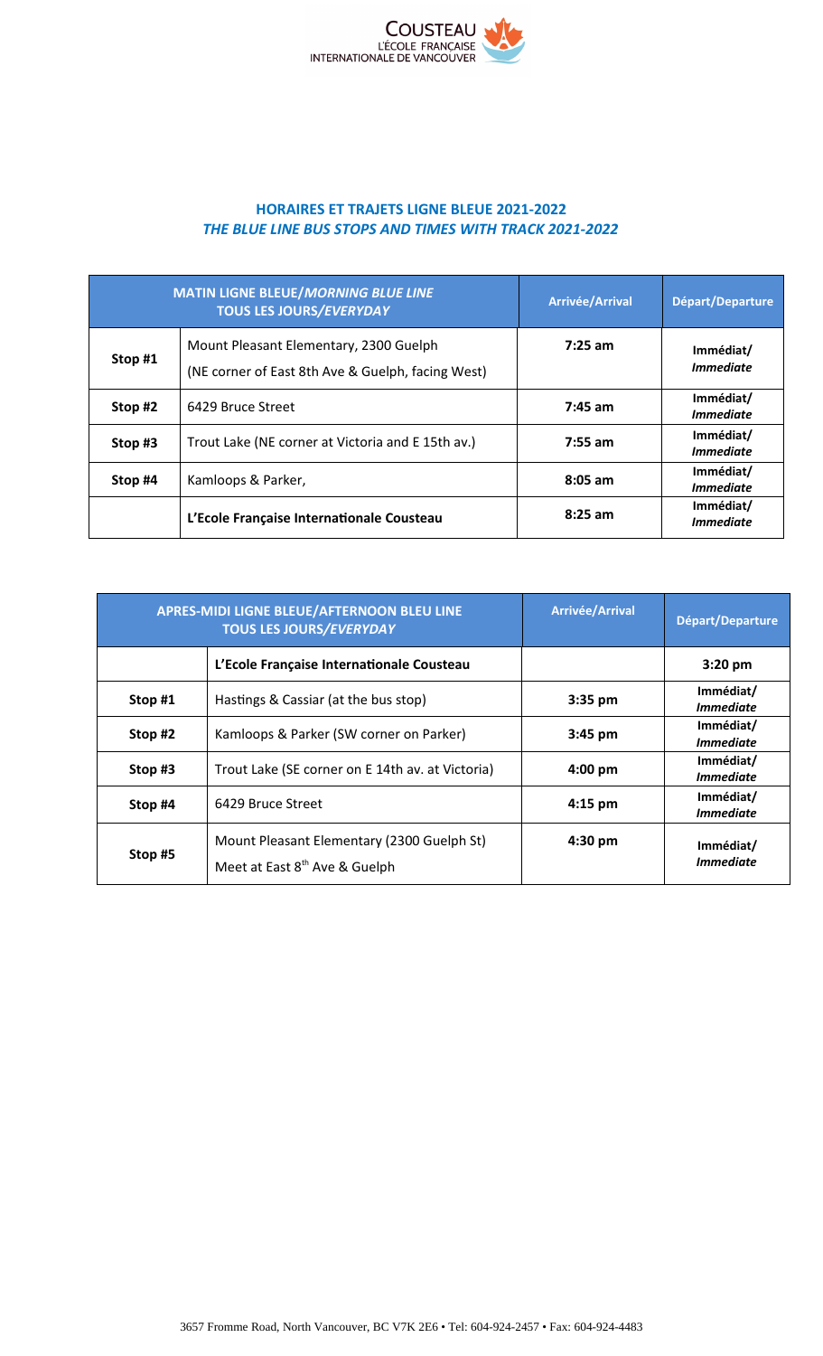COUSTEAU
L'ÉCOLE FRANÇAISE
INTERNATIONALE DE VANCOUVER

## HORAIRES ET TRAJETS LIGNE BLEUE 2021-2022
## *THE BLUE LINE BUS STOPS AND TIMES WITH TRACK 2021-2022*

| **MATIN LIGNE BLEUE/*MORNING BLUE LINE*** **TOUS LES JOURS/*EVERYDAY*** | | **Arrivée/Arrival** | **Départ/Departure** |
|---|---|---|---|
| **Stop #1** | Mount Pleasant Elementary, 2300 Guelph (NE corner of East 8th Ave & Guelph, facing West) | **7:25 am** | **Immédiat/** ***Immediate*** |
| **Stop #2** | 6429 Bruce Street | **7:45 am** | **Immédiat/** ***Immediate*** |
| **Stop #3** | Trout Lake (NE corner at Victoria and E 15th av.) | **7:55 am** | **Immédiat/** ***Immediate*** |
| **Stop #4** | Kamloops & Parker, | **8:05 am** | **Immédiat/** ***Immediate*** |
| | **L'Ecole Française Internationale Cousteau** | **8:25 am** | **Immédiat/** ***Immediate*** |

| **APRES-MIDI LIGNE BLEUE/AFTERNOON BLEU LINE** **TOUS LES JOURS/*EVERYDAY*** | | **Arrivée/Arrival** | **Départ/Departure** |
|---|---|---|---|
| | **L'Ecole Française Internationale Cousteau** | | **3:20 pm** |
| **Stop #1** | Hastings & Cassiar (at the bus stop) | **3:35 pm** | **Immédiat/** ***Immediate*** |
| **Stop #2** | Kamloops & Parker (SW corner on Parker) | **3:45 pm** | **Immédiat/** ***Immediate*** |
| **Stop #3** | Trout Lake (SE corner on E 14th av. at Victoria) | **4:00 pm** | **Immédiat/** ***Immediate*** |
| **Stop #4** | 6429 Bruce Street | **4:15 pm** | **Immédiat/** ***Immediate*** |
| **Stop #5** | Mount Pleasant Elementary (2300 Guelph St) Meet at East 8th Ave & Guelph | **4:30 pm** | **Immédiat/** ***Immediate*** |

3657 Fromme Road, North Vancouver, BC V7K 2E6 • Tel: 604-924-2457 • Fax: 604-924-4483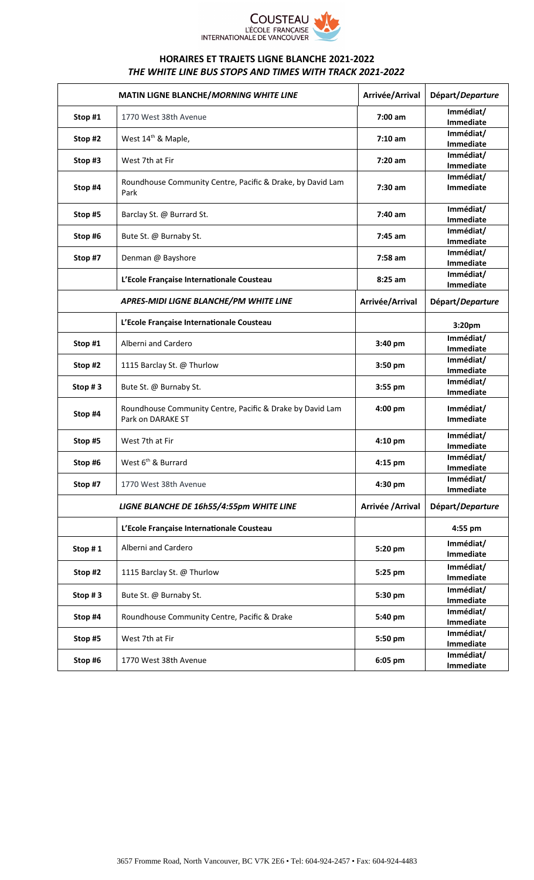COUSTEAU L'ÉCOLE FRANÇAISE INTERNATIONALE DE VANCOUVER

## HORAIRES ET TRAJETS LIGNE BLANCHE 2021-2022
## *THE WHITE LINE BUS STOPS AND TIMES WITH TRACK 2021-2022*

| **MATIN LIGNE BLANCHE/*MORNING WHITE LINE*** | | **Arrivée/Arrival** | **Départ/*Departure*** |
|---|---|---|---|
| **Stop #1** | 1770 West 38th Avenue | **7:00 am** | **Immédiat/ Immediate** |
| **Stop #2** | West 14th & Maple, | **7:10 am** | **Immédiat/ Immediate** |
| **Stop #3** | West 7th at Fir | **7:20 am** | **Immédiat/ Immediate** |
| **Stop #4** | Roundhouse Community Centre, Pacific & Drake, by David Lam Park | **7:30 am** | **Immédiat/ Immediate** |
| **Stop #5** | Barclay St. @ Burrard St. | **7:40 am** | **Immédiat/ Immediate** |
| **Stop #6** | Bute St. @ Burnaby St. | **7:45 am** | **Immédiat/ Immediate** |
| **Stop #7** | Denman @ Bayshore | **7:58 am** | **Immédiat/ Immediate** |
| | **L'Ecole Française Internationale Cousteau** | **8:25 am** | **Immédiat/ Immediate** |
| ***APRES-MIDI LIGNE BLANCHE/PM WHITE LINE*** | | **Arrivée/Arrival** | **Départ/*Departure*** |
| | **L'Ecole Française Internationale Cousteau** | | **3:20pm** |
| **Stop #1** | Alberni and Cardero | **3:40 pm** | **Immédiat/ Immediate** |
| **Stop #2** | 1115 Barclay St. @ Thurlow | **3:50 pm** | **Immédiat/ Immediate** |
| **Stop # 3** | Bute St. @ Burnaby St. | **3:55 pm** | **Immédiat/ Immediate** |
| **Stop #4** | Roundhouse Community Centre, Pacific & Drake by David Lam Park on DARAKE ST | **4:00 pm** | **Immédiat/ Immediate** |
| **Stop #5** | West 7th at Fir | **4:10 pm** | **Immédiat/ Immediate** |
| **Stop #6** | West 6th & Burrard | **4:15 pm** | **Immédiat/ Immediate** |
| **Stop #7** | 1770 West 38th Avenue | **4:30 pm** | **Immédiat/ Immediate** |
| ***LIGNE BLANCHE DE 16h55/4:55pm WHITE LINE*** | | **Arrivée /Arrival** | **Départ/*Departure*** |
| | **L'Ecole Française Internationale Cousteau** | | **4:55 pm** |
| **Stop # 1** | Alberni and Cardero | **5:20 pm** | **Immédiat/ Immediate** |
| **Stop #2** | 1115 Barclay St. @ Thurlow | **5:25 pm** | **Immédiat/ Immediate** |
| **Stop # 3** | Bute St. @ Burnaby St. | **5:30 pm** | **Immédiat/ Immediate** |
| **Stop #4** | Roundhouse Community Centre, Pacific & Drake | **5:40 pm** | **Immédiat/ Immediate** |
| **Stop #5** | West 7th at Fir | **5:50 pm** | **Immédiat/ Immediate** |
| **Stop #6** | 1770 West 38th Avenue | **6:05 pm** | **Immédiat/ Immediate** |

3657 Fromme Road, North Vancouver, BC V7K 2E6 • Tel: 604-924-2457 • Fax: 604-924-4483